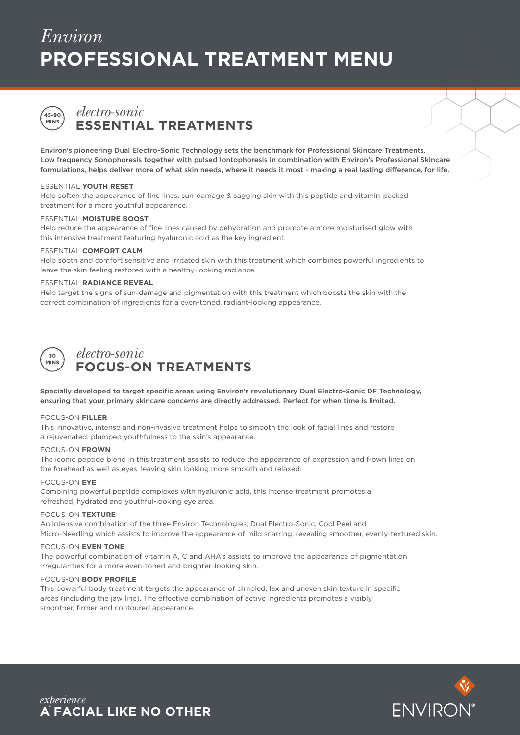# *Environ*
# PROFESSIONAL TREATMENT MENU

45-90 MINS

## *electro-sonic* ESSENTIAL TREATMENTS

**Environ's pioneering Dual Electro-Sonic Technology sets the benchmark for Professional Skincare Treatments. Low frequency Sonophoresis together with pulsed Iontophoresis in combination with Environ's Professional Skincare formulations, helps deliver more of what skin needs, where it needs it most - making a real lasting difference, for life.**

ESSENTIAL **YOUTH RESET**

Help soften the appearance of fine lines, sun-damage & sagging skin with this peptide and vitamin-packed treatment for a more youthful appearance.

ESSENTIAL **MOISTURE BOOST**

Help reduce the appearance of fine lines caused by dehydration and promote a more moisturised glow with this intensive treatment featuring hyaluronic acid as the key ingredient.

ESSENTIAL **COMFORT CALM**

Help sooth and comfort sensitive and irritated skin with this treatment which combines powerful ingredients to leave the skin feeling restored with a healthy-looking radiance.

ESSENTIAL **RADIANCE REVEAL**

Help target the signs of sun-damage and pigmentation with this treatment which boosts the skin with the correct combination of ingredients for a even-toned, radiant-looking appearance.

30 MINS

## *electro-sonic* FOCUS-ON TREATMENTS

**Specially developed to target specific areas using Environ's revolutionary Dual Electro-Sonic DF Technology, ensuring that your primary skincare concerns are directly addressed. Perfect for when time is limited.**

FOCUS-ON **FILLER**

This innovative, intense and non-invasive treatment helps to smooth the look of facial lines and restore a rejuvenated, plumped youthfulness to the skin's appearance.

FOCUS-ON **FROWN**

The iconic peptide blend in this treatment assists to reduce the appearance of expression and frown lines on the forehead as well as eyes, leaving skin looking more smooth and relaxed.

FOCUS-ON **EYE**

Combining powerful peptide complexes with hyaluronic acid, this intense treatment promotes a refreshed, hydrated and youthful-looking eye area.

FOCUS-ON **TEXTURE**

An intensive combination of the three Environ Technologies; Dual Electro-Sonic, Cool Peel and Micro-Needling which assists to improve the appearance of mild scarring, revealing smoother, evenly-textured skin.

FOCUS-ON **EVEN TONE**

The powerful combination of vitamin A, C and AHA's assists to improve the appearance of pigmentation irregularities for a more even-toned and brighter-looking skin.

FOCUS-ON **BODY PROFILE**

This powerful body treatment targets the appearance of dimpled, lax and uneven skin texture in specific areas (including the jaw line). The effective combination of active ingredients promotes a visibly smoother, firmer and contoured appearance.

*experience*
**A FACIAL LIKE NO OTHER**

ENVIRON®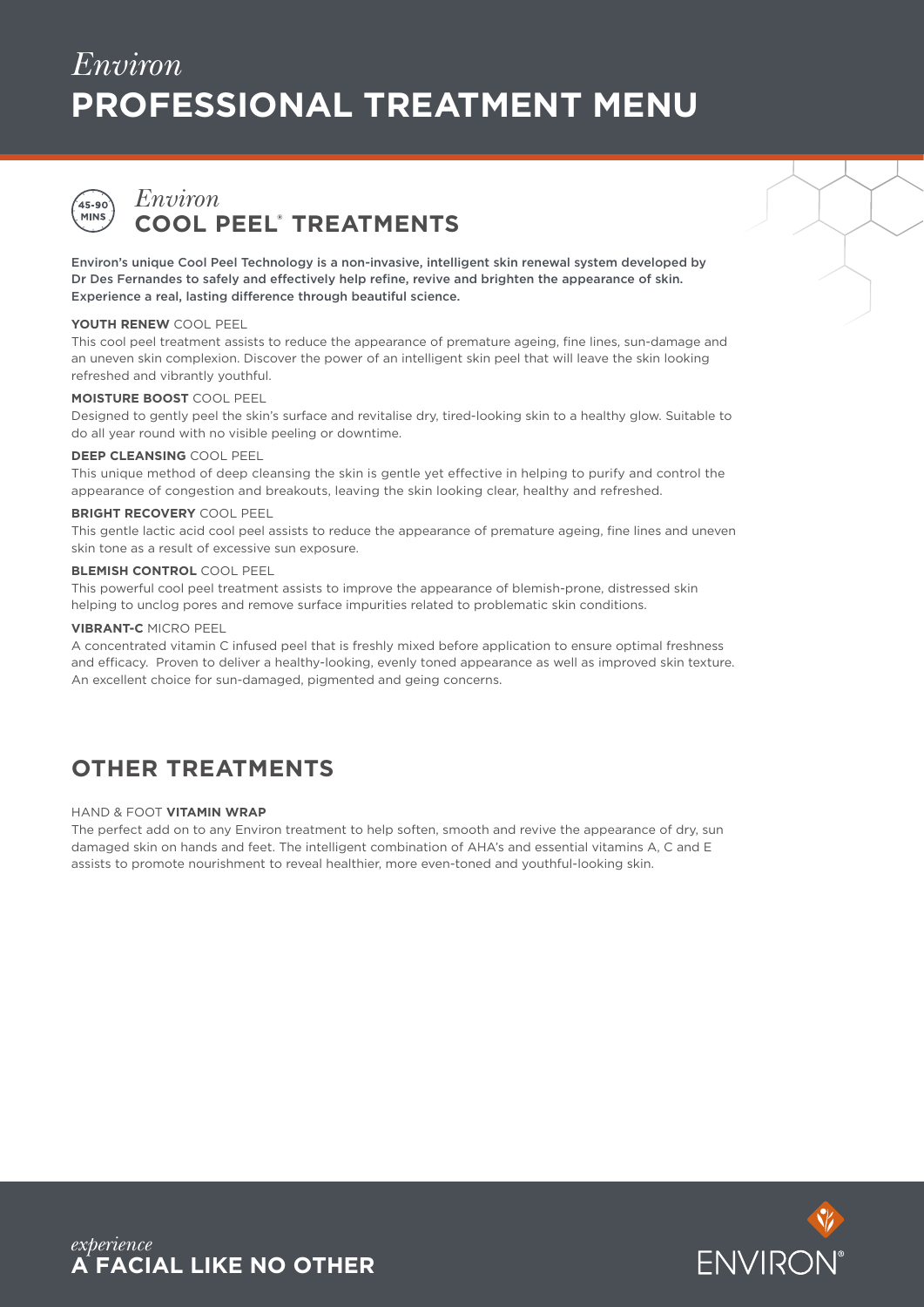*Environ*
# PROFESSIONAL TREATMENT MENU

45-90 MINS

*Environ*
## COOL PEEL® TREATMENTS

**Environ's unique Cool Peel Technology is a non-invasive, intelligent skin renewal system developed by Dr Des Fernandes to safely and effectively help refine, revive and brighten the appearance of skin. Experience a real, lasting difference through beautiful science.**

**YOUTH RENEW** COOL PEEL
This cool peel treatment assists to reduce the appearance of premature ageing, fine lines, sun-damage and an uneven skin complexion. Discover the power of an intelligent skin peel that will leave the skin looking refreshed and vibrantly youthful.

**MOISTURE BOOST** COOL PEEL
Designed to gently peel the skin's surface and revitalise dry, tired-looking skin to a healthy glow. Suitable to do all year round with no visible peeling or downtime.

**DEEP CLEANSING** COOL PEEL
This unique method of deep cleansing the skin is gentle yet effective in helping to purify and control the appearance of congestion and breakouts, leaving the skin looking clear, healthy and refreshed.

**BRIGHT RECOVERY** COOL PEEL
This gentle lactic acid cool peel assists to reduce the appearance of premature ageing, fine lines and uneven skin tone as a result of excessive sun exposure.

**BLEMISH CONTROL** COOL PEEL
This powerful cool peel treatment assists to improve the appearance of blemish-prone, distressed skin helping to unclog pores and remove surface impurities related to problematic skin conditions.

**VIBRANT-C** MICRO PEEL
A concentrated vitamin C infused peel that is freshly mixed before application to ensure optimal freshness and efficacy. Proven to deliver a healthy-looking, evenly toned appearance as well as improved skin texture. An excellent choice for sun-damaged, pigmented and geing concerns.

## OTHER TREATMENTS

HAND & FOOT **VITAMIN WRAP**
The perfect add on to any Environ treatment to help soften, smooth and revive the appearance of dry, sun damaged skin on hands and feet. The intelligent combination of AHA's and essential vitamins A, C and E assists to promote nourishment to reveal healthier, more even-toned and youthful-looking skin.

*experience*
**A FACIAL LIKE NO OTHER**

ENVIRON®